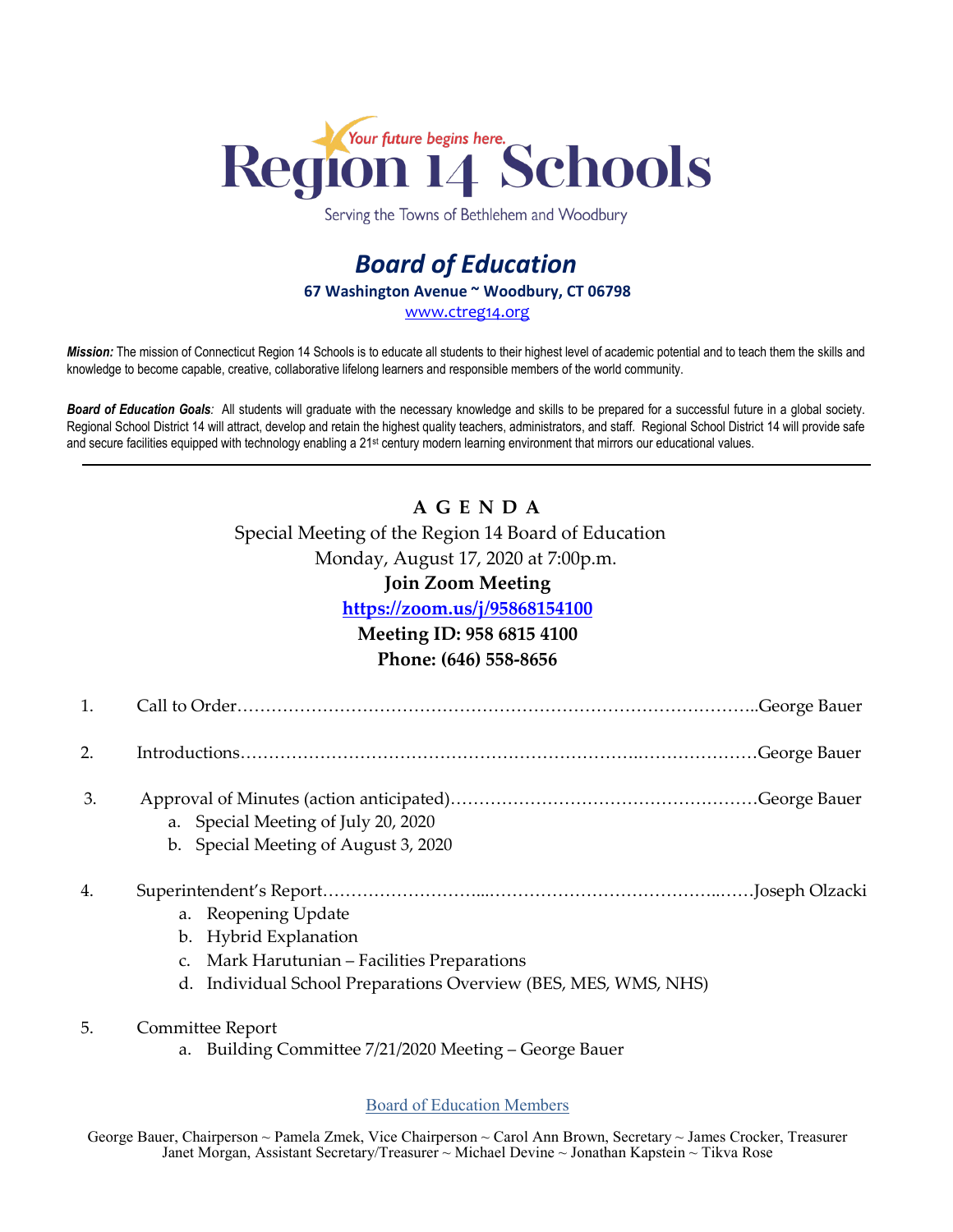*Your future begins here.*

# Region 14 Schools

Serving the Towns of Bethlehem and Woodbury

## *Board of Education*

**67 Washington Avenue ~ Woodbury, CT 06798**

www.ctreg14.org

***Mission:*** The mission of Connecticut Region 14 Schools is to educate all students to their highest level of academic potential and to teach them the skills and knowledge to become capable, creative, collaborative lifelong learners and responsible members of the world community.

***Board of Education Goals:*** All students will graduate with the necessary knowledge and skills to be prepared for a successful future in a global society. Regional School District 14 will attract, develop and retain the highest quality teachers, administrators, and staff. Regional School District 14 will provide safe and secure facilities equipped with technology enabling a 21st century modern learning environment that mirrors our educational values.

---

**A G E N D A**

Special Meeting of the Region 14 Board of Education

Monday, August 17, 2020 at 7:00p.m.

**Join Zoom Meeting**

**https://zoom.us/j/95868154100**

**Meeting ID: 958 6815 4100**

**Phone: (646) 558-8656**

1. Call to Order……………………………………………………………………………..George Bauer
2. Introductions………………………………………………………….…………………George Bauer
3. Approval of Minutes (action anticipated)………………………………………………George Bauer
   a. Special Meeting of July 20, 2020
   b. Special Meeting of August 3, 2020
4. Superintendent's Report……………………...………………………………...……Joseph Olzacki
   a. Reopening Update
   b. Hybrid Explanation
   c. Mark Harutunian – Facilities Preparations
   d. Individual School Preparations Overview (BES, MES, WMS, NHS)
5. Committee Report
   a. Building Committee 7/21/2020 Meeting – George Bauer

Board of Education Members

George Bauer, Chairperson ~ Pamela Zmek, Vice Chairperson ~ Carol Ann Brown, Secretary ~ James Crocker, Treasurer
Janet Morgan, Assistant Secretary/Treasurer ~ Michael Devine ~ Jonathan Kapstein ~ Tikva Rose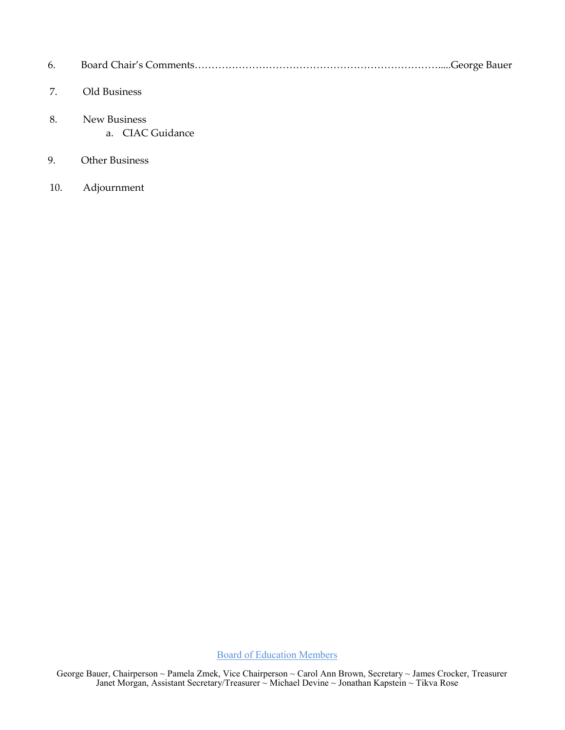6. Board Chair's Comments……………………………………………………………….....George Bauer

7. Old Business

8. New Business
   a. CIAC Guidance

9. Other Business

10. Adjournment

Board of Education Members

George Bauer, Chairperson ~ Pamela Zmek, Vice Chairperson ~ Carol Ann Brown, Secretary ~ James Crocker, Treasurer
Janet Morgan, Assistant Secretary/Treasurer ~ Michael Devine ~ Jonathan Kapstein ~ Tikva Rose